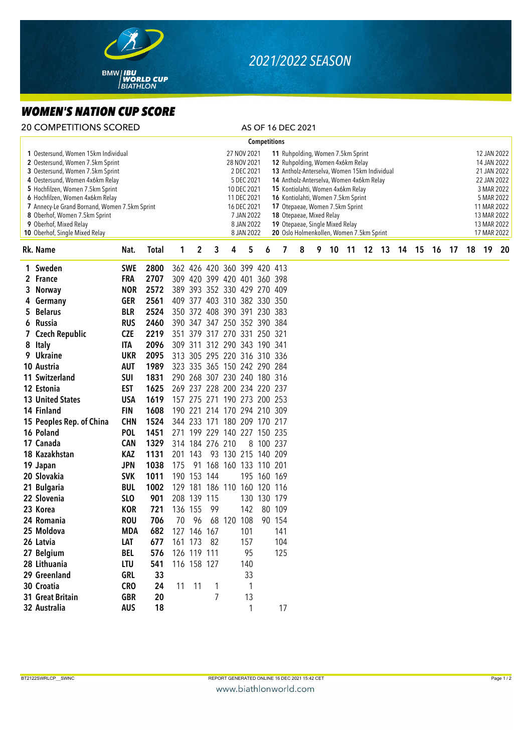# WOMEN'S NATION CUP SCORE

**BMW IBU WORLD CUP BIATHLON** — *2021/2022 SEASON*

20 COMPETITIONS SCORED — AS OF 16 DEC 2021

**Competitions**

| No. | Competition | Date | No. | Competition | Date |
|---|---|---|---|---|---|
| 1 | Oestersund, Women 15km Individual | 27 NOV 2021 | 11 | Ruhpolding, Women 7.5km Sprint | 12 JAN 2022 |
| 2 | Oestersund, Women 7.5km Sprint | 28 NOV 2021 | 12 | Ruhpolding, Women 4x6km Relay | 14 JAN 2022 |
| 3 | Oestersund, Women 7.5km Sprint | 2 DEC 2021 | 13 | Antholz-Anterselva, Women 15km Individual | 21 JAN 2022 |
| 4 | Oestersund, Women 4x6km Relay | 5 DEC 2021 | 14 | Antholz-Anterselva, Women 4x6km Relay | 22 JAN 2022 |
| 5 | Hochfilzen, Women 7.5km Sprint | 10 DEC 2021 | 15 | Kontiolahti, Women 4x6km Relay | 3 MAR 2022 |
| 6 | Hochfilzen, Women 4x6km Relay | 11 DEC 2021 | 16 | Kontiolahti, Women 7.5km Sprint | 5 MAR 2022 |
| 7 | Annecy-Le Grand Bornand, Women 7.5km Sprint | 16 DEC 2021 | 17 | Otepaeae, Women 7.5km Sprint | 11 MAR 2022 |
| 8 | Oberhof, Women 7.5km Sprint | 7 JAN 2022 | 18 | Otepaeae, Mixed Relay | 13 MAR 2022 |
| 9 | Oberhof, Mixed Relay | 8 JAN 2022 | 19 | Otepaeae, Single Mixed Relay | 13 MAR 2022 |
| 10 | Oberhof, Single Mixed Relay | 8 JAN 2022 | 20 | Oslo Holmenkollen, Women 7.5km Sprint | 17 MAR 2022 |

| Rk. | Name | Nat. | Total | 1 | 2 | 3 | 4 | 5 | 6 | 7 | 8 | 9 | 10 | 11 | 12 | 13 | 14 | 15 | 16 | 17 | 18 | 19 | 20 |
|---|---|---|---|---|---|---|---|---|---|---|---|---|---|---|---|---|---|---|---|---|---|---|---|
| 1 | Sweden | SWE | 2800 | 362 | 426 | 420 | 360 | 399 | 420 | 413 | | | | | | | | | | | | | |
| 2 | France | FRA | 2707 | 309 | 420 | 399 | 420 | 401 | 360 | 398 | | | | | | | | | | | | | |
| 3 | Norway | NOR | 2572 | 389 | 393 | 352 | 330 | 429 | 270 | 409 | | | | | | | | | | | | | |
| 4 | Germany | GER | 2561 | 409 | 377 | 403 | 310 | 382 | 330 | 350 | | | | | | | | | | | | | |
| 5 | Belarus | BLR | 2524 | 350 | 372 | 408 | 390 | 391 | 230 | 383 | | | | | | | | | | | | | |
| 6 | Russia | RUS | 2460 | 390 | 347 | 347 | 250 | 352 | 390 | 384 | | | | | | | | | | | | | |
| 7 | Czech Republic | CZE | 2219 | 351 | 379 | 317 | 270 | 331 | 250 | 321 | | | | | | | | | | | | | |
| 8 | Italy | ITA | 2096 | 309 | 311 | 312 | 290 | 343 | 190 | 341 | | | | | | | | | | | | | |
| 9 | Ukraine | UKR | 2095 | 313 | 305 | 295 | 220 | 316 | 310 | 336 | | | | | | | | | | | | | |
| 10 | Austria | AUT | 1989 | 323 | 335 | 365 | 150 | 242 | 290 | 284 | | | | | | | | | | | | | |
| 11 | Switzerland | SUI | 1831 | 290 | 268 | 307 | 230 | 240 | 180 | 316 | | | | | | | | | | | | | |
| 12 | Estonia | EST | 1625 | 269 | 237 | 228 | 200 | 234 | 220 | 237 | | | | | | | | | | | | | |
| 13 | United States | USA | 1619 | 157 | 275 | 271 | 190 | 273 | 200 | 253 | | | | | | | | | | | | | |
| 14 | Finland | FIN | 1608 | 190 | 221 | 214 | 170 | 294 | 210 | 309 | | | | | | | | | | | | | |
| 15 | Peoples Rep. of China | CHN | 1524 | 344 | 233 | 171 | 180 | 209 | 170 | 217 | | | | | | | | | | | | | |
| 16 | Poland | POL | 1451 | 271 | 199 | 229 | 140 | 227 | 150 | 235 | | | | | | | | | | | | | |
| 17 | Canada | CAN | 1329 | 314 | 184 | 276 | 210 | 8 | 100 | 237 | | | | | | | | | | | | | |
| 18 | Kazakhstan | KAZ | 1131 | 201 | 143 | 93 | 130 | 215 | 140 | 209 | | | | | | | | | | | | | |
| 19 | Japan | JPN | 1038 | 175 | 91 | 168 | 160 | 133 | 110 | 201 | | | | | | | | | | | | | |
| 20 | Slovakia | SVK | 1011 | 190 | 153 | 144 | | 195 | 160 | 169 | | | | | | | | | | | | | |
| 21 | Bulgaria | BUL | 1002 | 129 | 181 | 186 | 110 | 160 | 120 | 116 | | | | | | | | | | | | | |
| 22 | Slovenia | SLO | 901 | 208 | 139 | 115 | | 130 | 130 | 179 | | | | | | | | | | | | | |
| 23 | Korea | KOR | 721 | 136 | 155 | 99 | | 142 | 80 | 109 | | | | | | | | | | | | | |
| 24 | Romania | ROU | 706 | 70 | 96 | 68 | 120 | 108 | 90 | 154 | | | | | | | | | | | | | |
| 25 | Moldova | MDA | 682 | 127 | 146 | 167 | | 101 | | 141 | | | | | | | | | | | | | |
| 26 | Latvia | LAT | 677 | 161 | 173 | 82 | | 157 | | 104 | | | | | | | | | | | | | |
| 27 | Belgium | BEL | 576 | 126 | 119 | 111 | | 95 | | 125 | | | | | | | | | | | | | |
| 28 | Lithuania | LTU | 541 | 116 | 158 | 127 | | 140 | | | | | | | | | | | | | | | |
| 29 | Greenland | GRL | 33 | | | | | 33 | | | | | | | | | | | | | | | |
| 30 | Croatia | CRO | 24 | 11 | 11 | 1 | | 1 | | | | | | | | | | | | | | | |
| 31 | Great Britain | GBR | 20 | | | 7 | | 13 | | | | | | | | | | | | | | | |
| 32 | Australia | AUS | 18 | | | | | 1 | | 17 | | | | | | | | | | | | | |

BT2122SWRLCP__SWNC — REPORT GENERATED ONLINE 16 DEC 2021 15:42 CET

www.biathlonworld.com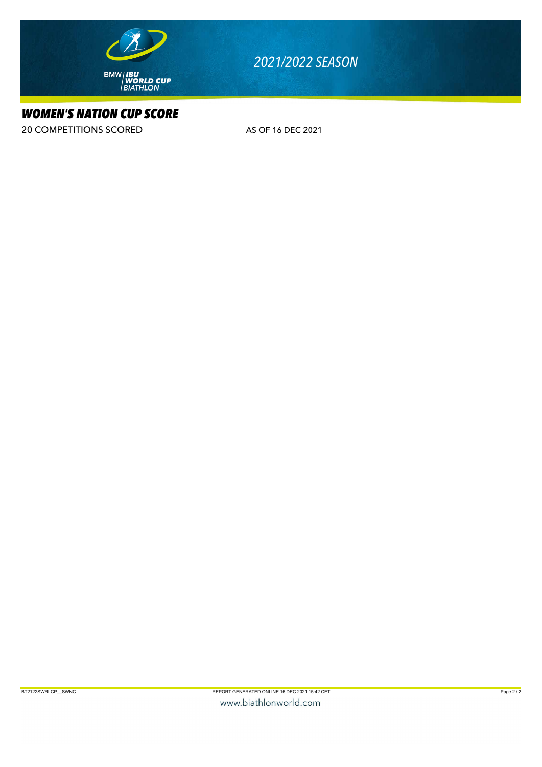2021/2022 SEASON

## WOMEN'S NATION CUP SCORE

20 COMPETITIONS SCORED

AS OF 16 DEC 2021